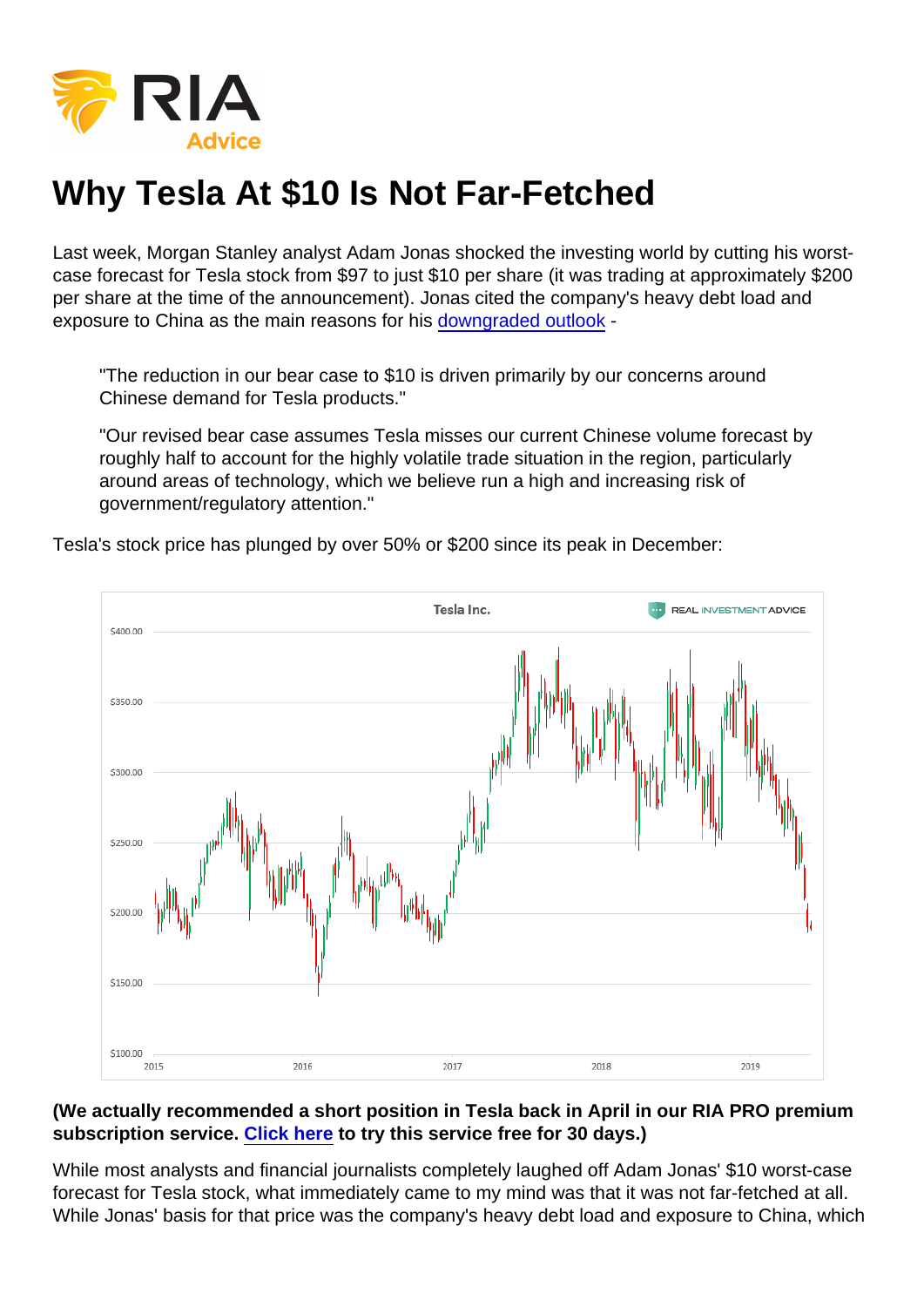# Why Tesla At $10 Is Not Far-Fetched

Last week, Morgan Stanley analyst Adam Jonas shocked the investing world by cutting his worst-case forecast for Tesla stock from $97 to just $10 per share (it was trading at approximately $200 per share at the time of the announcement). Jonas cited the company's heavy debt load and exposure to China as the main reasons for his downgraded outlook -

> "The reduction in our bear case to $10 is driven primarily by our concerns around Chinese demand for Tesla products."
>
> "Our revised bear case assumes Tesla misses our current Chinese volume forecast by roughly half to account for the highly volatile trade situation in the region, particularly around areas of technology, which we believe run a high and increasing risk of government/regulatory attention."

Tesla's stock price has plunged by over 50% or $200 since its peak in December:

**(We actually recommended a short position in Tesla back in April in our RIA PRO premium subscription service. Click here to try this service free for 30 days.)**

While most analysts and financial journalists completely laughed off Adam Jonas' $10 worst-case forecast for Tesla stock, what immediately came to my mind was that it was not far-fetched at all. While Jonas' basis for that price was the company's heavy debt load and exposure to China, which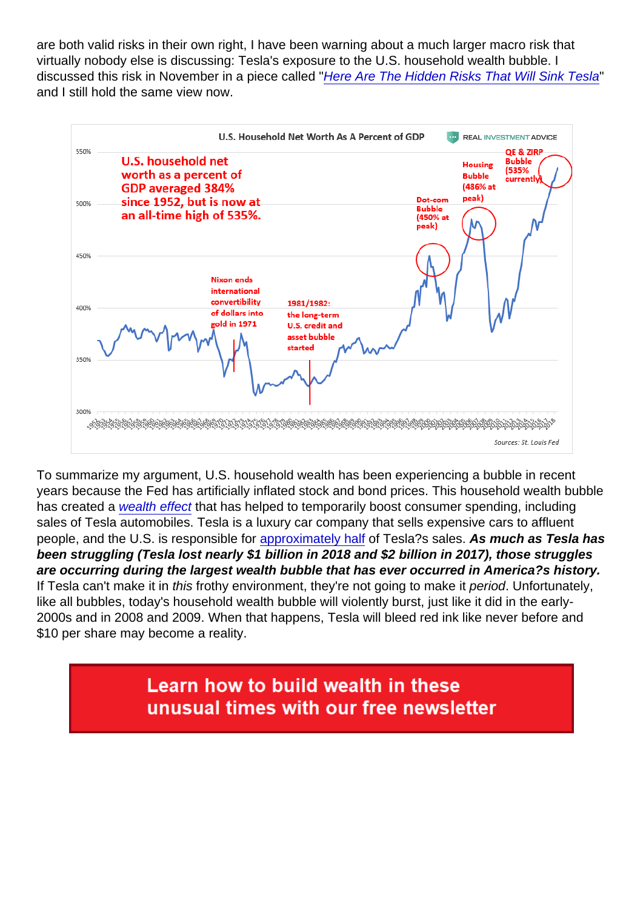are both valid risks in their own right, I have been warning about a much larger macro risk that virtually nobody else is discussing: Tesla's exposure to the U.S. household wealth bubble. I discussed this risk in November in a piece called "*Here Are The Hidden Risks That Will Sink Tesla*" and I still hold the same view now.

U.S. Household Net Worth As A Percent of GDP

REAL INVESTMENT ADVICE

U.S. household net worth as a percent of GDP averaged 384% since 1952, but is now at an all-time high of 535%.

Nixon ends international convertibility of dollars into gold in 1971

1981/1982: the long-term U.S. credit and asset bubble started

Dot-com Bubble (450% at peak)

Housing Bubble (486% at peak)

QE & ZIRP Bubble (535% currently)

Sources: St. Louis Fed

To summarize my argument, U.S. household wealth has been experiencing a bubble in recent years because the Fed has artificially inflated stock and bond prices. This household wealth bubble has created a *wealth effect* that has helped to temporarily boost consumer spending, including sales of Tesla automobiles. Tesla is a luxury car company that sells expensive cars to affluent people, and the U.S. is responsible for approximately half of Tesla?s sales. ***As much as Tesla has been struggling (Tesla lost nearly $1 billion in 2018 and $2 billion in 2017), those struggles are occurring during the largest wealth bubble that has ever occurred in America?s history.*** If Tesla can't make it in *this* frothy environment, they're not going to make it *period*. Unfortunately, like all bubbles, today's household wealth bubble will violently burst, just like it did in the early-2000s and in 2008 and 2009. When that happens, Tesla will bleed red ink like never before and $10 per share may become a reality.

Learn how to build wealth in these unusual times with our free newsletter